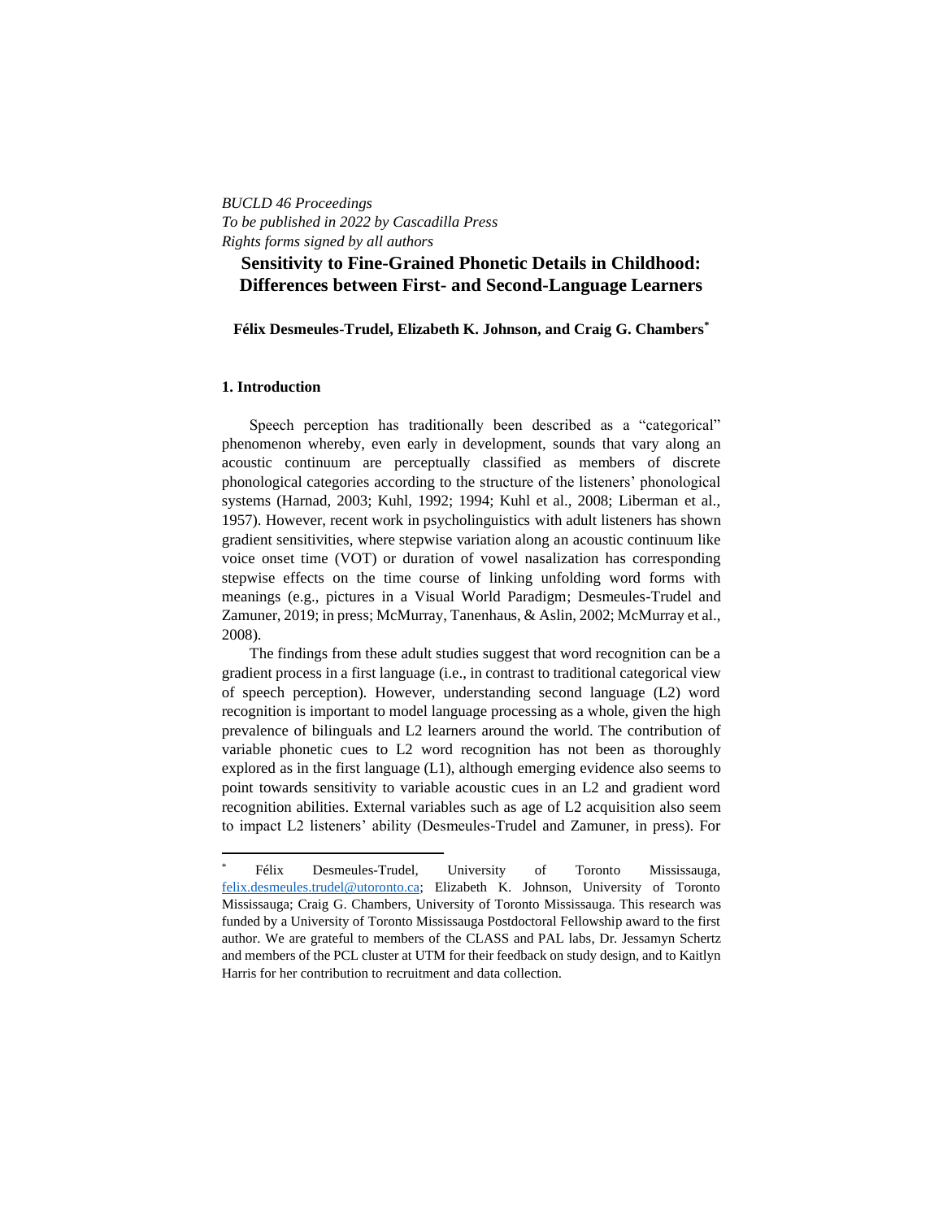*BUCLD 46 Proceedings*
*To be published in 2022 by Cascadilla Press*
*Rights forms signed by all authors*

# Sensitivity to Fine-Grained Phonetic Details in Childhood: Differences between First- and Second-Language Learners

**Félix Desmeules-Trudel, Elizabeth K. Johnson, and Craig G. Chambers***

## 1. Introduction

Speech perception has traditionally been described as a "categorical" phenomenon whereby, even early in development, sounds that vary along an acoustic continuum are perceptually classified as members of discrete phonological categories according to the structure of the listeners' phonological systems (Harnad, 2003; Kuhl, 1992; 1994; Kuhl et al., 2008; Liberman et al., 1957). However, recent work in psycholinguistics with adult listeners has shown gradient sensitivities, where stepwise variation along an acoustic continuum like voice onset time (VOT) or duration of vowel nasalization has corresponding stepwise effects on the time course of linking unfolding word forms with meanings (e.g., pictures in a Visual World Paradigm; Desmeules-Trudel and Zamuner, 2019; in press; McMurray, Tanenhaus, & Aslin, 2002; McMurray et al., 2008).

The findings from these adult studies suggest that word recognition can be a gradient process in a first language (i.e., in contrast to traditional categorical view of speech perception). However, understanding second language (L2) word recognition is important to model language processing as a whole, given the high prevalence of bilinguals and L2 learners around the world. The contribution of variable phonetic cues to L2 word recognition has not been as thoroughly explored as in the first language (L1), although emerging evidence also seems to point towards sensitivity to variable acoustic cues in an L2 and gradient word recognition abilities. External variables such as age of L2 acquisition also seem to impact L2 listeners' ability (Desmeules-Trudel and Zamuner, in press). For

---

\* Félix Desmeules-Trudel, University of Toronto Mississauga, felix.desmeules.trudel@utoronto.ca; Elizabeth K. Johnson, University of Toronto Mississauga; Craig G. Chambers, University of Toronto Mississauga. This research was funded by a University of Toronto Mississauga Postdoctoral Fellowship award to the first author. We are grateful to members of the CLASS and PAL labs, Dr. Jessamyn Schertz and members of the PCL cluster at UTM for their feedback on study design, and to Kaitlyn Harris for her contribution to recruitment and data collection.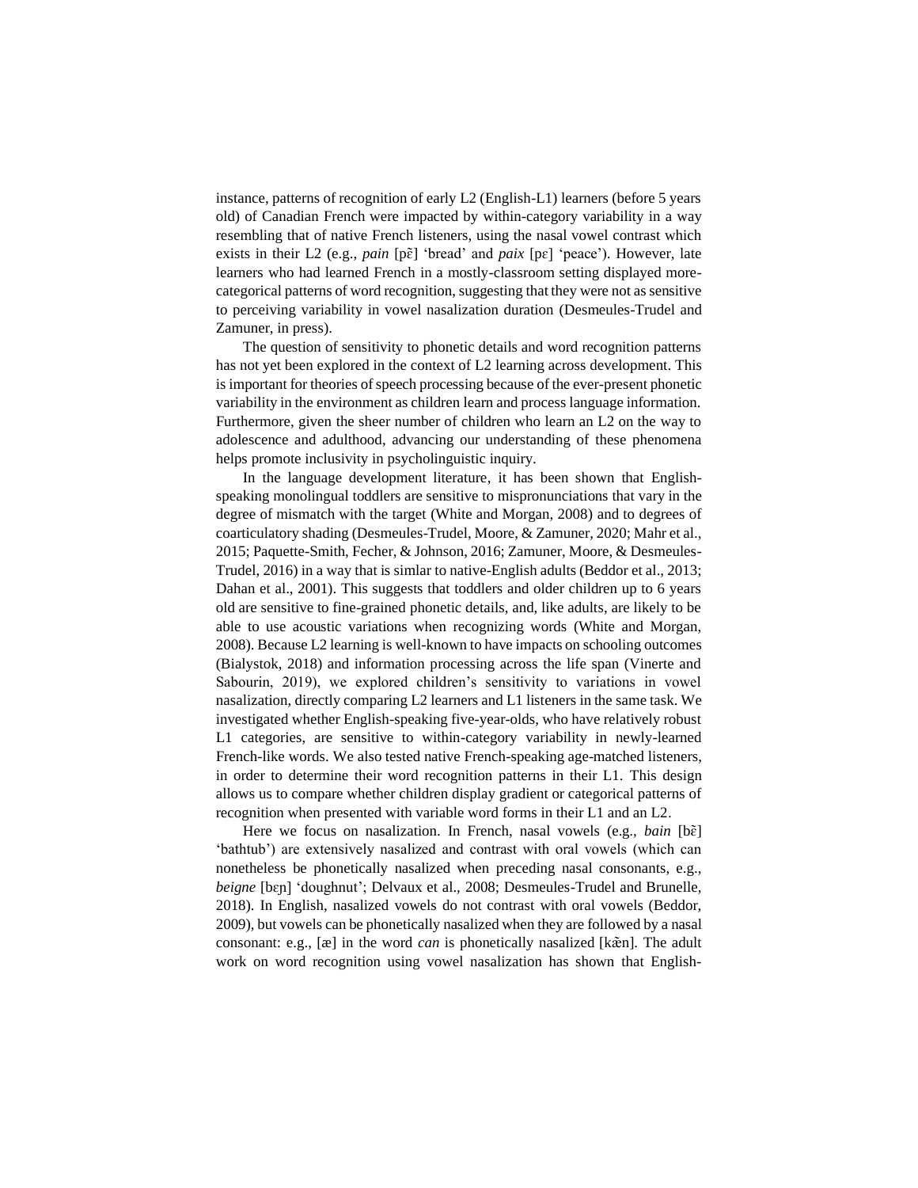instance, patterns of recognition of early L2 (English-L1) learners (before 5 years old) of Canadian French were impacted by within-category variability in a way resembling that of native French listeners, using the nasal vowel contrast which exists in their L2 (e.g., *pain* [pɛ̃] 'bread' and *paix* [pɛ] 'peace'). However, late learners who had learned French in a mostly-classroom setting displayed more-categorical patterns of word recognition, suggesting that they were not as sensitive to perceiving variability in vowel nasalization duration (Desmeules-Trudel and Zamuner, in press).

The question of sensitivity to phonetic details and word recognition patterns has not yet been explored in the context of L2 learning across development. This is important for theories of speech processing because of the ever-present phonetic variability in the environment as children learn and process language information. Furthermore, given the sheer number of children who learn an L2 on the way to adolescence and adulthood, advancing our understanding of these phenomena helps promote inclusivity in psycholinguistic inquiry.

In the language development literature, it has been shown that English-speaking monolingual toddlers are sensitive to mispronunciations that vary in the degree of mismatch with the target (White and Morgan, 2008) and to degrees of coarticulatory shading (Desmeules-Trudel, Moore, & Zamuner, 2020; Mahr et al., 2015; Paquette-Smith, Fecher, & Johnson, 2016; Zamuner, Moore, & Desmeules-Trudel, 2016) in a way that is simlar to native-English adults (Beddor et al., 2013; Dahan et al., 2001). This suggests that toddlers and older children up to 6 years old are sensitive to fine-grained phonetic details, and, like adults, are likely to be able to use acoustic variations when recognizing words (White and Morgan, 2008). Because L2 learning is well-known to have impacts on schooling outcomes (Bialystok, 2018) and information processing across the life span (Vinerte and Sabourin, 2019), we explored children's sensitivity to variations in vowel nasalization, directly comparing L2 learners and L1 listeners in the same task. We investigated whether English-speaking five-year-olds, who have relatively robust L1 categories, are sensitive to within-category variability in newly-learned French-like words. We also tested native French-speaking age-matched listeners, in order to determine their word recognition patterns in their L1. This design allows us to compare whether children display gradient or categorical patterns of recognition when presented with variable word forms in their L1 and an L2.

Here we focus on nasalization. In French, nasal vowels (e.g., *bain* [bɛ̃] 'bathtub') are extensively nasalized and contrast with oral vowels (which can nonetheless be phonetically nasalized when preceding nasal consonants, e.g., *beigne* [bɛɲ] 'doughnut'; Delvaux et al., 2008; Desmeules-Trudel and Brunelle, 2018). In English, nasalized vowels do not contrast with oral vowels (Beddor, 2009), but vowels can be phonetically nasalized when they are followed by a nasal consonant: e.g., [æ] in the word *can* is phonetically nasalized [kæ̃n]. The adult work on word recognition using vowel nasalization has shown that English-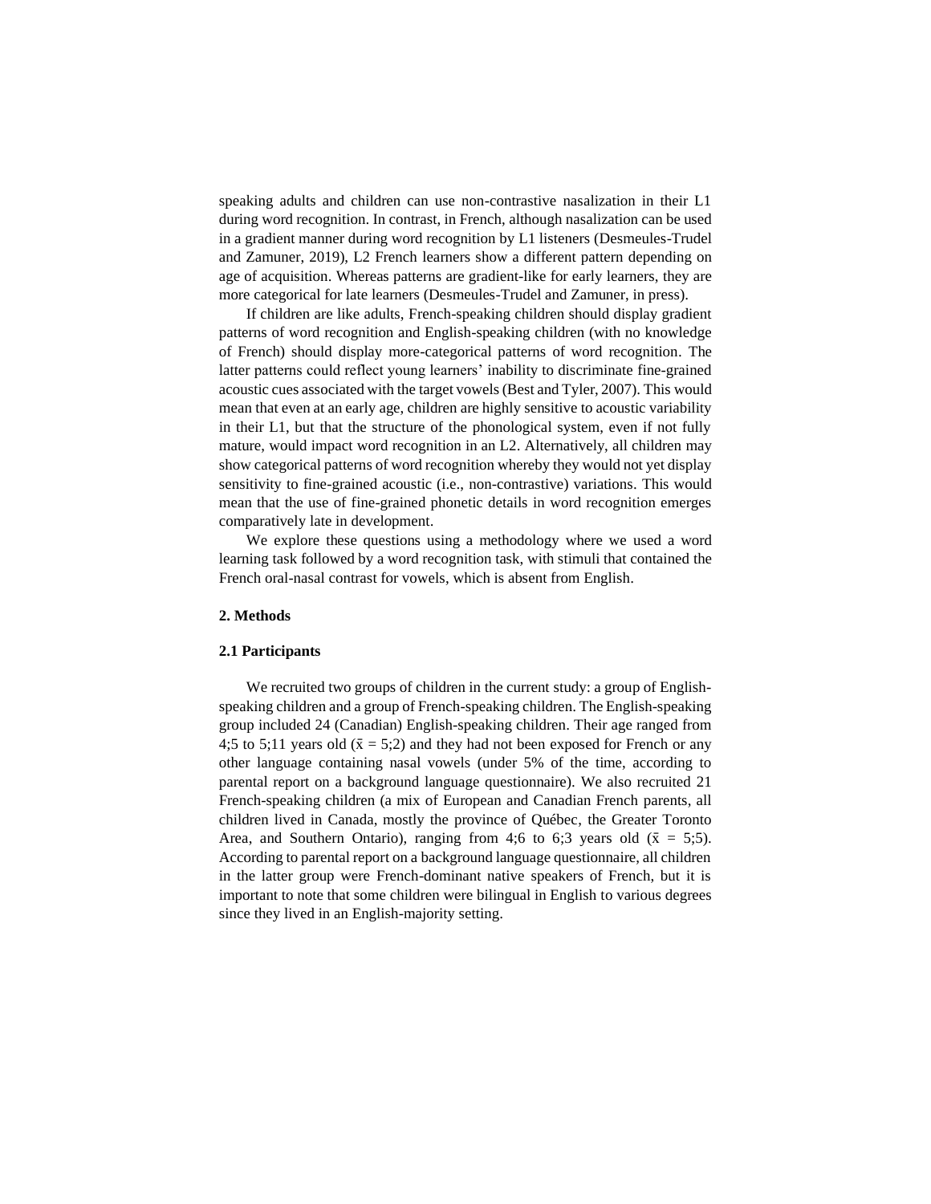speaking adults and children can use non-contrastive nasalization in their L1 during word recognition. In contrast, in French, although nasalization can be used in a gradient manner during word recognition by L1 listeners (Desmeules-Trudel and Zamuner, 2019), L2 French learners show a different pattern depending on age of acquisition. Whereas patterns are gradient-like for early learners, they are more categorical for late learners (Desmeules-Trudel and Zamuner, in press).

If children are like adults, French-speaking children should display gradient patterns of word recognition and English-speaking children (with no knowledge of French) should display more-categorical patterns of word recognition. The latter patterns could reflect young learners' inability to discriminate fine-grained acoustic cues associated with the target vowels (Best and Tyler, 2007). This would mean that even at an early age, children are highly sensitive to acoustic variability in their L1, but that the structure of the phonological system, even if not fully mature, would impact word recognition in an L2. Alternatively, all children may show categorical patterns of word recognition whereby they would not yet display sensitivity to fine-grained acoustic (i.e., non-contrastive) variations. This would mean that the use of fine-grained phonetic details in word recognition emerges comparatively late in development.

We explore these questions using a methodology where we used a word learning task followed by a word recognition task, with stimuli that contained the French oral-nasal contrast for vowels, which is absent from English.

## 2. Methods

### 2.1 Participants

We recruited two groups of children in the current study: a group of English-speaking children and a group of French-speaking children. The English-speaking group included 24 (Canadian) English-speaking children. Their age ranged from 4;5 to 5;11 years old ($\bar{x}$ = 5;2) and they had not been exposed for French or any other language containing nasal vowels (under 5% of the time, according to parental report on a background language questionnaire). We also recruited 21 French-speaking children (a mix of European and Canadian French parents, all children lived in Canada, mostly the province of Québec, the Greater Toronto Area, and Southern Ontario), ranging from 4;6 to 6;3 years old ($\bar{x}$ = 5;5). According to parental report on a background language questionnaire, all children in the latter group were French-dominant native speakers of French, but it is important to note that some children were bilingual in English to various degrees since they lived in an English-majority setting.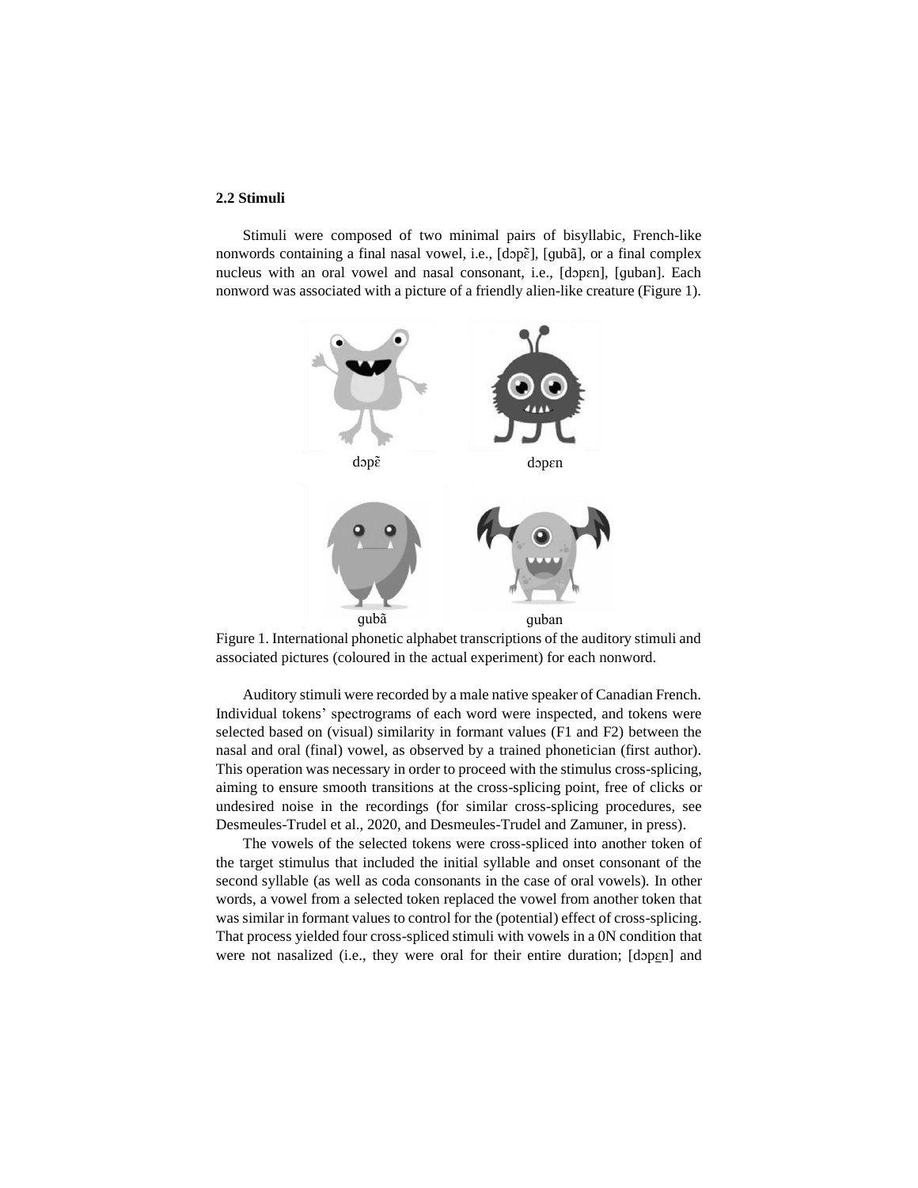### 2.2 Stimuli

Stimuli were composed of two minimal pairs of bisyllabic, French-like nonwords containing a final nasal vowel, i.e., [dɔpɛ̃], [ɡubɑ̃], or a final complex nucleus with an oral vowel and nasal consonant, i.e., [dɔpɛn], [ɡuban]. Each nonword was associated with a picture of a friendly alien-like creature (Figure 1).

dɔpɛ̃ dɔpɛn

ɡubɑ̃ ɡuban

Figure 1. International phonetic alphabet transcriptions of the auditory stimuli and associated pictures (coloured in the actual experiment) for each nonword.

Auditory stimuli were recorded by a male native speaker of Canadian French. Individual tokens' spectrograms of each word were inspected, and tokens were selected based on (visual) similarity in formant values (F1 and F2) between the nasal and oral (final) vowel, as observed by a trained phonetician (first author). This operation was necessary in order to proceed with the stimulus cross-splicing, aiming to ensure smooth transitions at the cross-splicing point, free of clicks or undesired noise in the recordings (for similar cross-splicing procedures, see Desmeules-Trudel et al., 2020, and Desmeules-Trudel and Zamuner, in press).

The vowels of the selected tokens were cross-spliced into another token of the target stimulus that included the initial syllable and onset consonant of the second syllable (as well as coda consonants in the case of oral vowels). In other words, a vowel from a selected token replaced the vowel from another token that was similar in formant values to control for the (potential) effect of cross-splicing. That process yielded four cross-spliced stimuli with vowels in a 0N condition that were not nasalized (i.e., they were oral for their entire duration; [dɔpɛ̠n] and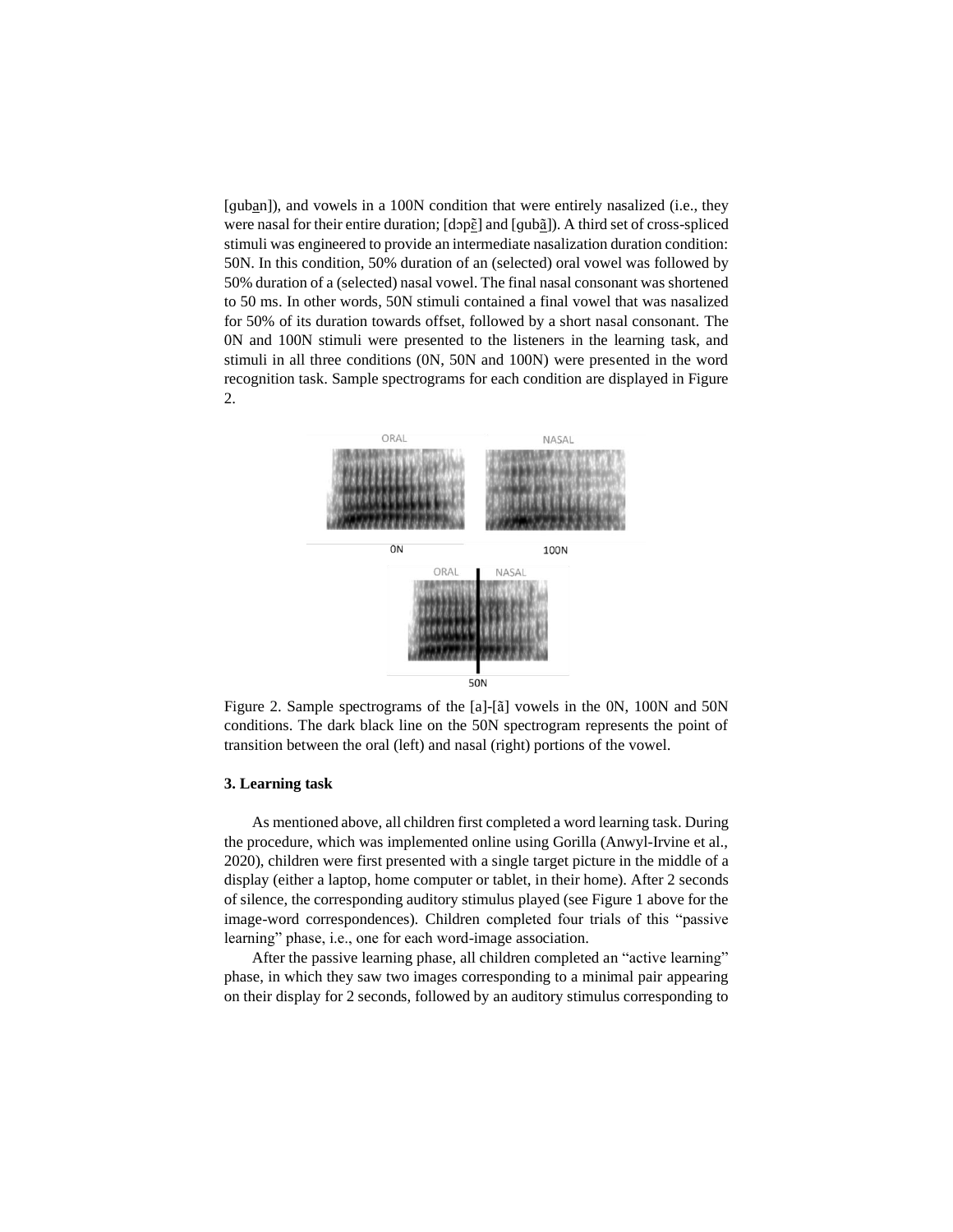[ɡuba̲n]), and vowels in a 100N condition that were entirely nasalized (i.e., they were nasal for their entire duration; [dɔpɛ̲̃] and [ɡubã̲]). A third set of cross-spliced stimuli was engineered to provide an intermediate nasalization duration condition: 50N. In this condition, 50% duration of an (selected) oral vowel was followed by 50% duration of a (selected) nasal vowel. The final nasal consonant was shortened to 50 ms. In other words, 50N stimuli contained a final vowel that was nasalized for 50% of its duration towards offset, followed by a short nasal consonant. The 0N and 100N stimuli were presented to the listeners in the learning task, and stimuli in all three conditions (0N, 50N and 100N) were presented in the word recognition task. Sample spectrograms for each condition are displayed in Figure 2.

Figure 2. Sample spectrograms of the [a]-[ã] vowels in the 0N, 100N and 50N conditions. The dark black line on the 50N spectrogram represents the point of transition between the oral (left) and nasal (right) portions of the vowel.

### 3. Learning task

As mentioned above, all children first completed a word learning task. During the procedure, which was implemented online using Gorilla (Anwyl-Irvine et al., 2020), children were first presented with a single target picture in the middle of a display (either a laptop, home computer or tablet, in their home). After 2 seconds of silence, the corresponding auditory stimulus played (see Figure 1 above for the image-word correspondences). Children completed four trials of this "passive learning" phase, i.e., one for each word-image association.

After the passive learning phase, all children completed an "active learning" phase, in which they saw two images corresponding to a minimal pair appearing on their display for 2 seconds, followed by an auditory stimulus corresponding to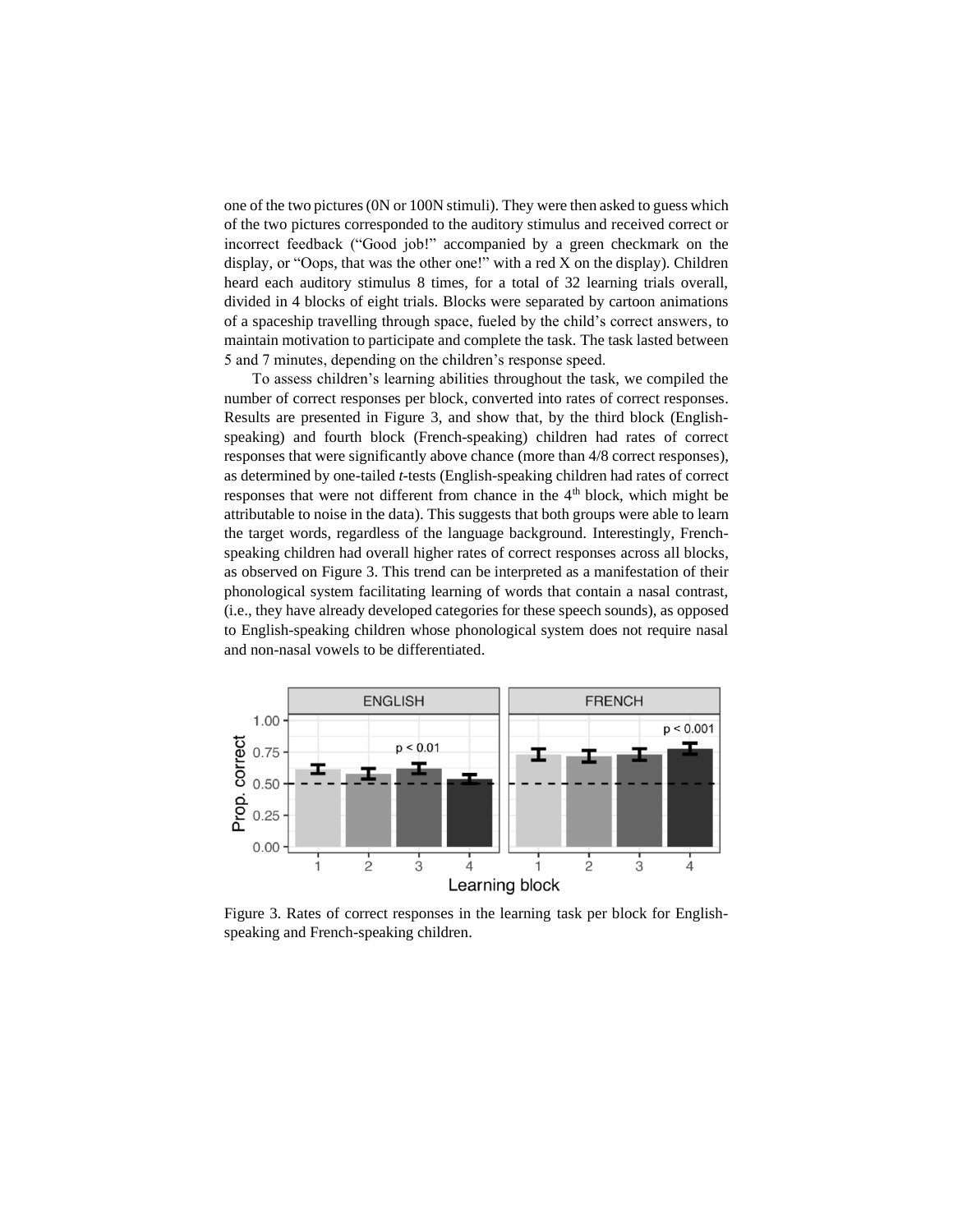one of the two pictures (0N or 100N stimuli). They were then asked to guess which of the two pictures corresponded to the auditory stimulus and received correct or incorrect feedback ("Good job!" accompanied by a green checkmark on the display, or "Oops, that was the other one!" with a red X on the display). Children heard each auditory stimulus 8 times, for a total of 32 learning trials overall, divided in 4 blocks of eight trials. Blocks were separated by cartoon animations of a spaceship travelling through space, fueled by the child's correct answers, to maintain motivation to participate and complete the task. The task lasted between 5 and 7 minutes, depending on the children's response speed.

To assess children's learning abilities throughout the task, we compiled the number of correct responses per block, converted into rates of correct responses. Results are presented in Figure 3, and show that, by the third block (English-speaking) and fourth block (French-speaking) children had rates of correct responses that were significantly above chance (more than 4/8 correct responses), as determined by one-tailed *t*-tests (English-speaking children had rates of correct responses that were not different from chance in the 4th block, which might be attributable to noise in the data). This suggests that both groups were able to learn the target words, regardless of the language background. Interestingly, French-speaking children had overall higher rates of correct responses across all blocks, as observed on Figure 3. This trend can be interpreted as a manifestation of their phonological system facilitating learning of words that contain a nasal contrast, (i.e., they have already developed categories for these speech sounds), as opposed to English-speaking children whose phonological system does not require nasal and non-nasal vowels to be differentiated.

Figure 3. Rates of correct responses in the learning task per block for English-speaking and French-speaking children.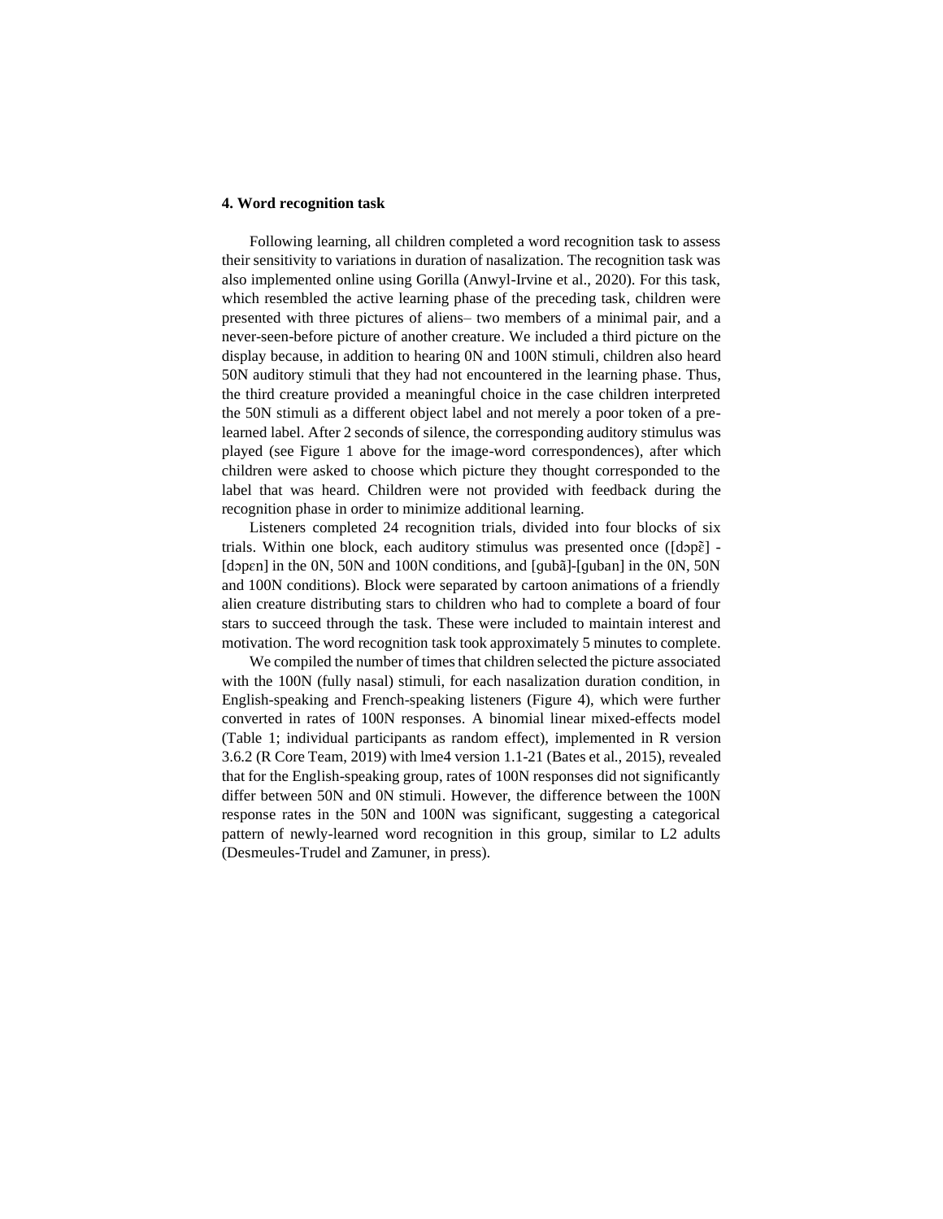## 4. Word recognition task

Following learning, all children completed a word recognition task to assess their sensitivity to variations in duration of nasalization. The recognition task was also implemented online using Gorilla (Anwyl-Irvine et al., 2020). For this task, which resembled the active learning phase of the preceding task, children were presented with three pictures of aliens– two members of a minimal pair, and a never-seen-before picture of another creature. We included a third picture on the display because, in addition to hearing 0N and 100N stimuli, children also heard 50N auditory stimuli that they had not encountered in the learning phase. Thus, the third creature provided a meaningful choice in the case children interpreted the 50N stimuli as a different object label and not merely a poor token of a pre-learned label. After 2 seconds of silence, the corresponding auditory stimulus was played (see Figure 1 above for the image-word correspondences), after which children were asked to choose which picture they thought corresponded to the label that was heard. Children were not provided with feedback during the recognition phase in order to minimize additional learning.

Listeners completed 24 recognition trials, divided into four blocks of six trials. Within one block, each auditory stimulus was presented once ([dɔpɛ̃] - [dɔpɛn] in the 0N, 50N and 100N conditions, and [ɡubã]-[ɡuban] in the 0N, 50N and 100N conditions). Block were separated by cartoon animations of a friendly alien creature distributing stars to children who had to complete a board of four stars to succeed through the task. These were included to maintain interest and motivation. The word recognition task took approximately 5 minutes to complete.

We compiled the number of times that children selected the picture associated with the 100N (fully nasal) stimuli, for each nasalization duration condition, in English-speaking and French-speaking listeners (Figure 4), which were further converted in rates of 100N responses. A binomial linear mixed-effects model (Table 1; individual participants as random effect), implemented in R version 3.6.2 (R Core Team, 2019) with lme4 version 1.1-21 (Bates et al., 2015), revealed that for the English-speaking group, rates of 100N responses did not significantly differ between 50N and 0N stimuli. However, the difference between the 100N response rates in the 50N and 100N was significant, suggesting a categorical pattern of newly-learned word recognition in this group, similar to L2 adults (Desmeules-Trudel and Zamuner, in press).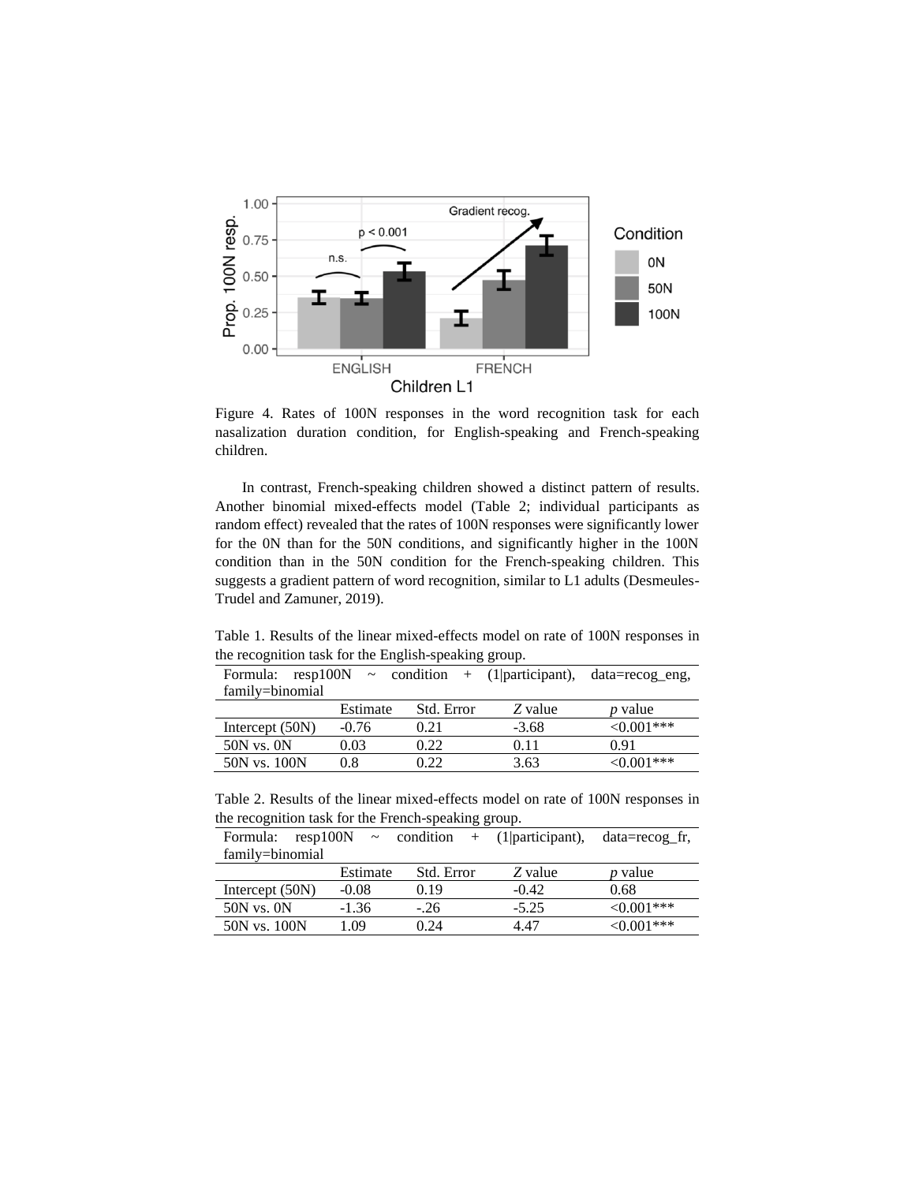Figure 4. Rates of 100N responses in the word recognition task for each nasalization duration condition, for English-speaking and French-speaking children.

In contrast, French-speaking children showed a distinct pattern of results. Another binomial mixed-effects model (Table 2; individual participants as random effect) revealed that the rates of 100N responses were significantly lower for the 0N than for the 50N conditions, and significantly higher in the 100N condition than in the 50N condition for the French-speaking children. This suggests a gradient pattern of word recognition, similar to L1 adults (Desmeules-Trudel and Zamuner, 2019).

Table 1. Results of the linear mixed-effects model on rate of 100N responses in the recognition task for the English-speaking group.

| Formula: resp100N ~ condition + (1\|participant), data=recog_eng, family=binomial | | | | |
|---|---|---|---|---|
| | Estimate | Std. Error | *Z* value | *p* value |
| Intercept (50N) | -0.76 | 0.21 | -3.68 | <0.001*** |
| 50N vs. 0N | 0.03 | 0.22 | 0.11 | 0.91 |
| 50N vs. 100N | 0.8 | 0.22 | 3.63 | <0.001*** |

Table 2. Results of the linear mixed-effects model on rate of 100N responses in the recognition task for the French-speaking group.

| Formula: resp100N ~ condition + (1\|participant), data=recog_fr, family=binomial | | | | |
|---|---|---|---|---|
| | Estimate | Std. Error | *Z* value | *p* value |
| Intercept (50N) | -0.08 | 0.19 | -0.42 | 0.68 |
| 50N vs. 0N | -1.36 | -.26 | -5.25 | <0.001*** |
| 50N vs. 100N | 1.09 | 0.24 | 4.47 | <0.001*** |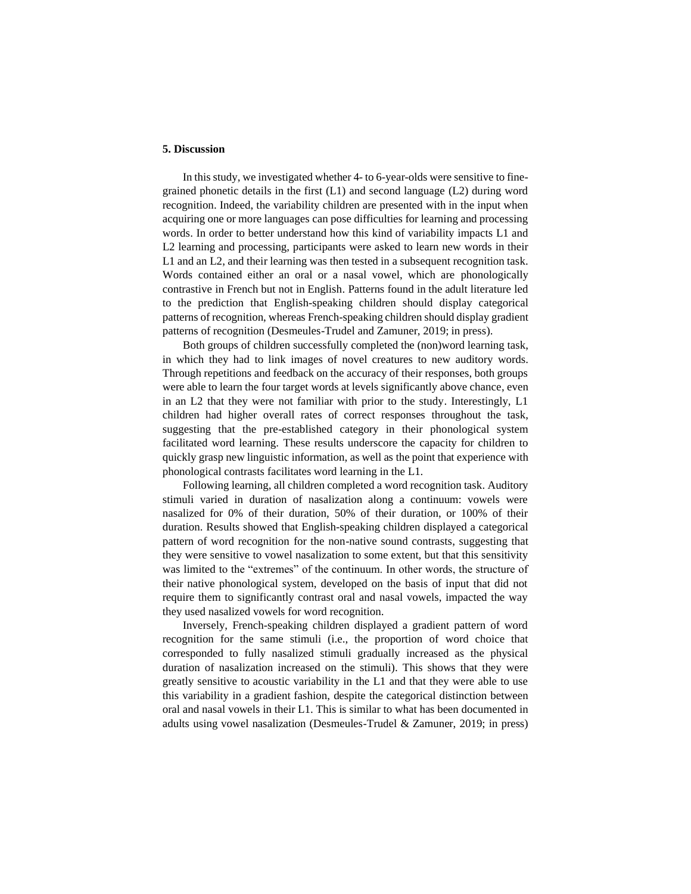## 5. Discussion

In this study, we investigated whether 4- to 6-year-olds were sensitive to fine-grained phonetic details in the first (L1) and second language (L2) during word recognition. Indeed, the variability children are presented with in the input when acquiring one or more languages can pose difficulties for learning and processing words. In order to better understand how this kind of variability impacts L1 and L2 learning and processing, participants were asked to learn new words in their L1 and an L2, and their learning was then tested in a subsequent recognition task. Words contained either an oral or a nasal vowel, which are phonologically contrastive in French but not in English. Patterns found in the adult literature led to the prediction that English-speaking children should display categorical patterns of recognition, whereas French-speaking children should display gradient patterns of recognition (Desmeules-Trudel and Zamuner, 2019; in press).

Both groups of children successfully completed the (non)word learning task, in which they had to link images of novel creatures to new auditory words. Through repetitions and feedback on the accuracy of their responses, both groups were able to learn the four target words at levels significantly above chance, even in an L2 that they were not familiar with prior to the study. Interestingly, L1 children had higher overall rates of correct responses throughout the task, suggesting that the pre-established category in their phonological system facilitated word learning. These results underscore the capacity for children to quickly grasp new linguistic information, as well as the point that experience with phonological contrasts facilitates word learning in the L1.

Following learning, all children completed a word recognition task. Auditory stimuli varied in duration of nasalization along a continuum: vowels were nasalized for 0% of their duration, 50% of their duration, or 100% of their duration. Results showed that English-speaking children displayed a categorical pattern of word recognition for the non-native sound contrasts, suggesting that they were sensitive to vowel nasalization to some extent, but that this sensitivity was limited to the "extremes" of the continuum. In other words, the structure of their native phonological system, developed on the basis of input that did not require them to significantly contrast oral and nasal vowels, impacted the way they used nasalized vowels for word recognition.

Inversely, French-speaking children displayed a gradient pattern of word recognition for the same stimuli (i.e., the proportion of word choice that corresponded to fully nasalized stimuli gradually increased as the physical duration of nasalization increased on the stimuli). This shows that they were greatly sensitive to acoustic variability in the L1 and that they were able to use this variability in a gradient fashion, despite the categorical distinction between oral and nasal vowels in their L1. This is similar to what has been documented in adults using vowel nasalization (Desmeules-Trudel & Zamuner, 2019; in press)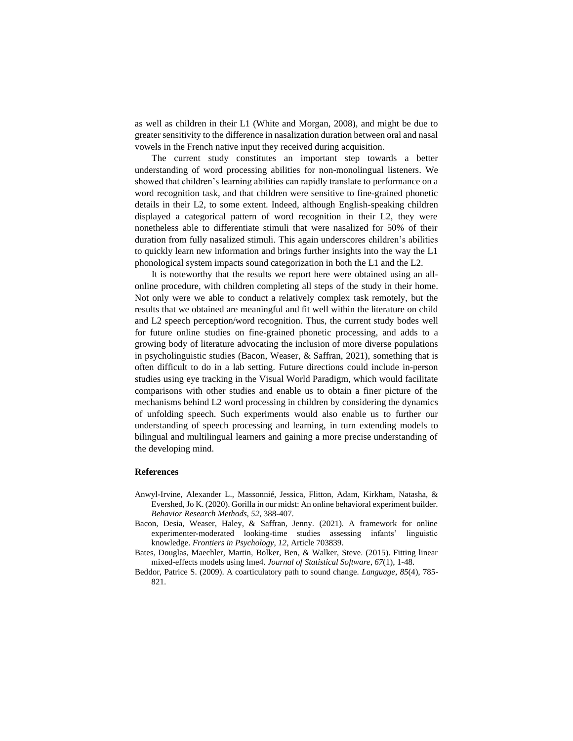as well as children in their L1 (White and Morgan, 2008), and might be due to greater sensitivity to the difference in nasalization duration between oral and nasal vowels in the French native input they received during acquisition.

The current study constitutes an important step towards a better understanding of word processing abilities for non-monolingual listeners. We showed that children's learning abilities can rapidly translate to performance on a word recognition task, and that children were sensitive to fine-grained phonetic details in their L2, to some extent. Indeed, although English-speaking children displayed a categorical pattern of word recognition in their L2, they were nonetheless able to differentiate stimuli that were nasalized for 50% of their duration from fully nasalized stimuli. This again underscores children's abilities to quickly learn new information and brings further insights into the way the L1 phonological system impacts sound categorization in both the L1 and the L2.

It is noteworthy that the results we report here were obtained using an all-online procedure, with children completing all steps of the study in their home. Not only were we able to conduct a relatively complex task remotely, but the results that we obtained are meaningful and fit well within the literature on child and L2 speech perception/word recognition. Thus, the current study bodes well for future online studies on fine-grained phonetic processing, and adds to a growing body of literature advocating the inclusion of more diverse populations in psycholinguistic studies (Bacon, Weaser, & Saffran, 2021), something that is often difficult to do in a lab setting. Future directions could include in-person studies using eye tracking in the Visual World Paradigm, which would facilitate comparisons with other studies and enable us to obtain a finer picture of the mechanisms behind L2 word processing in children by considering the dynamics of unfolding speech. Such experiments would also enable us to further our understanding of speech processing and learning, in turn extending models to bilingual and multilingual learners and gaining a more precise understanding of the developing mind.

## References

Anwyl-Irvine, Alexander L., Massonnié, Jessica, Flitton, Adam, Kirkham, Natasha, & Evershed, Jo K. (2020). Gorilla in our midst: An online behavioral experiment builder. *Behavior Research Methods*, *52*, 388-407.

Bacon, Desia, Weaser, Haley, & Saffran, Jenny. (2021). A framework for online experimenter-moderated looking-time studies assessing infants' linguistic knowledge. *Frontiers in Psychology*, *12*, Article 703839.

Bates, Douglas, Maechler, Martin, Bolker, Ben, & Walker, Steve. (2015). Fitting linear mixed-effects models using lme4. *Journal of Statistical Software*, *67*(1), 1-48.

Beddor, Patrice S. (2009). A coarticulatory path to sound change. *Language*, *85*(4), 785-821.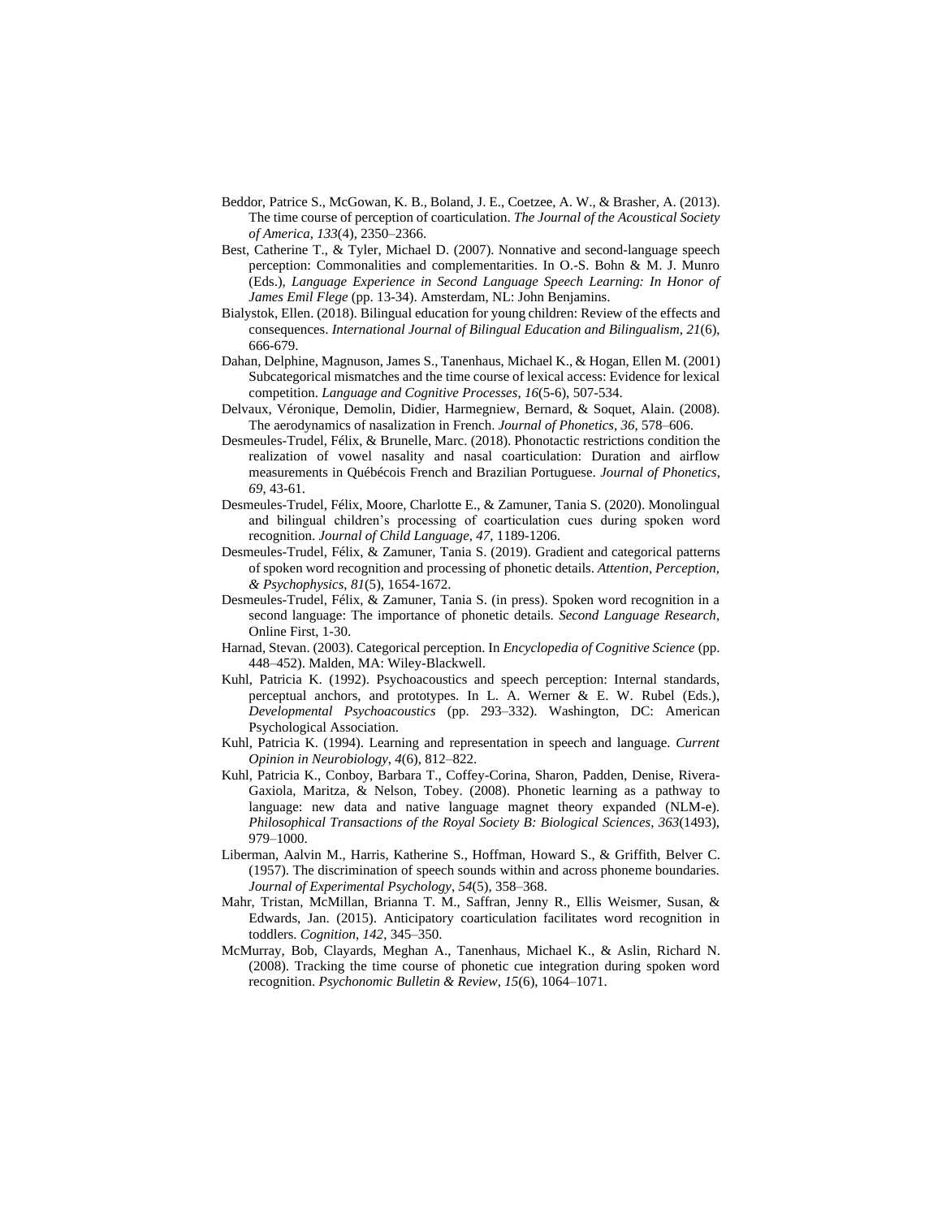Beddor, Patrice S., McGowan, K. B., Boland, J. E., Coetzee, A. W., & Brasher, A. (2013). The time course of perception of coarticulation. *The Journal of the Acoustical Society of America*, *133*(4), 2350–2366.

Best, Catherine T., & Tyler, Michael D. (2007). Nonnative and second-language speech perception: Commonalities and complementarities. In O.-S. Bohn & M. J. Munro (Eds.), *Language Experience in Second Language Speech Learning: In Honor of James Emil Flege* (pp. 13-34). Amsterdam, NL: John Benjamins.

Bialystok, Ellen. (2018). Bilingual education for young children: Review of the effects and consequences. *International Journal of Bilingual Education and Bilingualism*, *21*(6), 666-679.

Dahan, Delphine, Magnuson, James S., Tanenhaus, Michael K., & Hogan, Ellen M. (2001) Subcategorical mismatches and the time course of lexical access: Evidence for lexical competition. *Language and Cognitive Processes*, *16*(5-6), 507-534.

Delvaux, Véronique, Demolin, Didier, Harmegniew, Bernard, & Soquet, Alain. (2008). The aerodynamics of nasalization in French. *Journal of Phonetics*, *36*, 578–606.

Desmeules-Trudel, Félix, & Brunelle, Marc. (2018). Phonotactic restrictions condition the realization of vowel nasality and nasal coarticulation: Duration and airflow measurements in Québécois French and Brazilian Portuguese. *Journal of Phonetics*, *69*, 43-61.

Desmeules-Trudel, Félix, Moore, Charlotte E., & Zamuner, Tania S. (2020). Monolingual and bilingual children's processing of coarticulation cues during spoken word recognition. *Journal of Child Language*, *47*, 1189-1206.

Desmeules-Trudel, Félix, & Zamuner, Tania S. (2019). Gradient and categorical patterns of spoken word recognition and processing of phonetic details. *Attention, Perception, & Psychophysics*, *81*(5), 1654-1672.

Desmeules-Trudel, Félix, & Zamuner, Tania S. (in press). Spoken word recognition in a second language: The importance of phonetic details. *Second Language Research*, Online First, 1-30.

Harnad, Stevan. (2003). Categorical perception. In *Encyclopedia of Cognitive Science* (pp. 448–452). Malden, MA: Wiley-Blackwell.

Kuhl, Patricia K. (1992). Psychoacoustics and speech perception: Internal standards, perceptual anchors, and prototypes. In L. A. Werner & E. W. Rubel (Eds.), *Developmental Psychoacoustics* (pp. 293–332). Washington, DC: American Psychological Association.

Kuhl, Patricia K. (1994). Learning and representation in speech and language. *Current Opinion in Neurobiology*, *4*(6), 812–822.

Kuhl, Patricia K., Conboy, Barbara T., Coffey-Corina, Sharon, Padden, Denise, Rivera-Gaxiola, Maritza, & Nelson, Tobey. (2008). Phonetic learning as a pathway to language: new data and native language magnet theory expanded (NLM-e). *Philosophical Transactions of the Royal Society B: Biological Sciences*, *363*(1493), 979–1000.

Liberman, Aalvin M., Harris, Katherine S., Hoffman, Howard S., & Griffith, Belver C. (1957). The discrimination of speech sounds within and across phoneme boundaries. *Journal of Experimental Psychology*, *54*(5), 358–368.

Mahr, Tristan, McMillan, Brianna T. M., Saffran, Jenny R., Ellis Weismer, Susan, & Edwards, Jan. (2015). Anticipatory coarticulation facilitates word recognition in toddlers. *Cognition*, *142*, 345–350.

McMurray, Bob, Clayards, Meghan A., Tanenhaus, Michael K., & Aslin, Richard N. (2008). Tracking the time course of phonetic cue integration during spoken word recognition. *Psychonomic Bulletin & Review*, *15*(6), 1064–1071.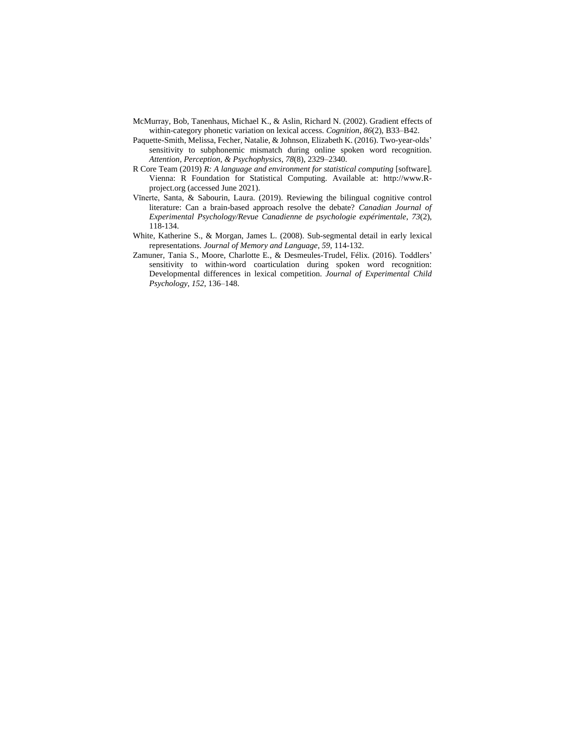McMurray, Bob, Tanenhaus, Michael K., & Aslin, Richard N. (2002). Gradient effects of within-category phonetic variation on lexical access. *Cognition*, *86*(2), B33–B42.

Paquette-Smith, Melissa, Fecher, Natalie, & Johnson, Elizabeth K. (2016). Two-year-olds' sensitivity to subphonemic mismatch during online spoken word recognition. *Attention, Perception, & Psychophysics*, *78*(8), 2329–2340.

R Core Team (2019) *R: A language and environment for statistical computing* [software]. Vienna: R Foundation for Statistical Computing. Available at: http://www.R-project.org (accessed June 2021).

Vīnerte, Santa, & Sabourin, Laura. (2019). Reviewing the bilingual cognitive control literature: Can a brain-based approach resolve the debate? *Canadian Journal of Experimental Psychology/Revue Canadienne de psychologie expérimentale*, *73*(2), 118-134.

White, Katherine S., & Morgan, James L. (2008). Sub-segmental detail in early lexical representations. *Journal of Memory and Language*, *59*, 114-132.

Zamuner, Tania S., Moore, Charlotte E., & Desmeules-Trudel, Félix. (2016). Toddlers' sensitivity to within-word coarticulation during spoken word recognition: Developmental differences in lexical competition. *Journal of Experimental Child Psychology*, *152*, 136–148.